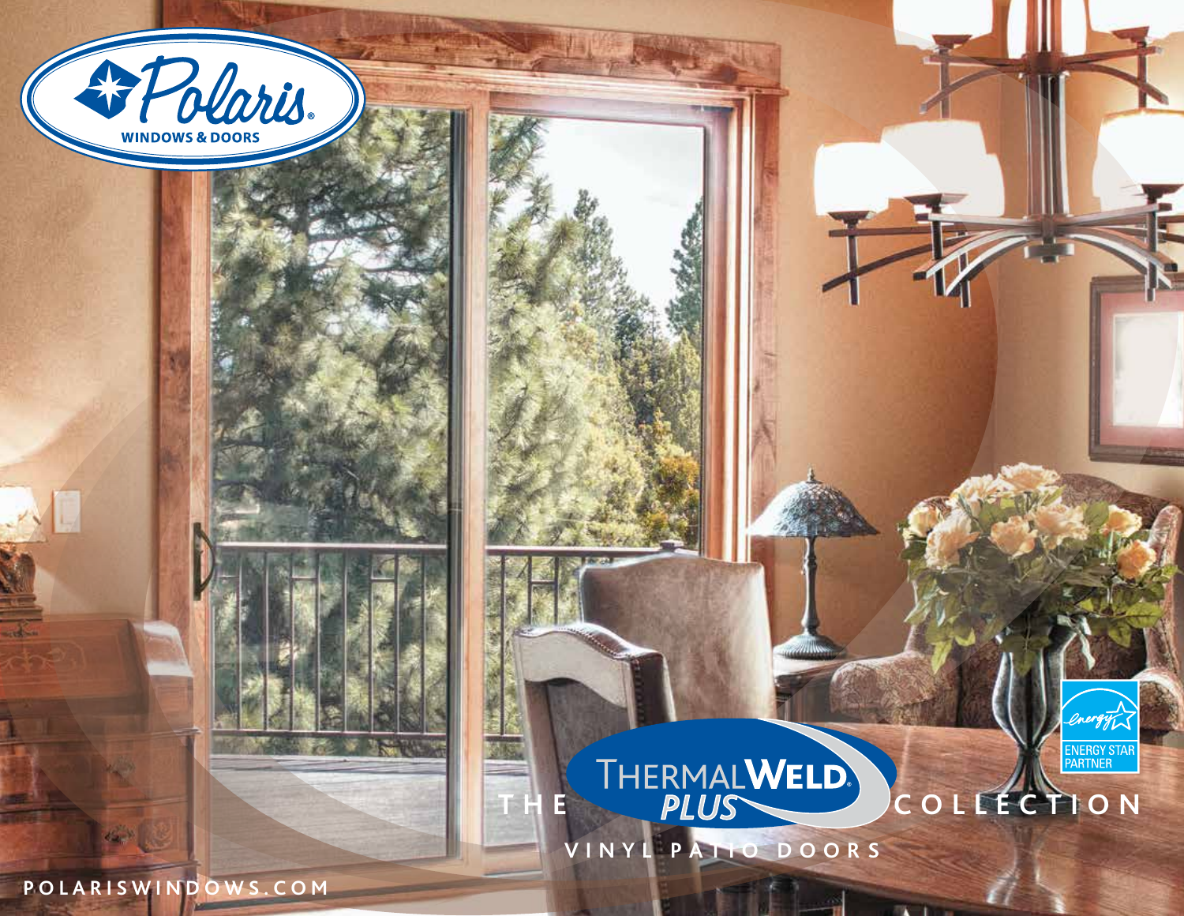Polaris

WINDOWS & DOORS

# THE THERMALWELD PLUS COLLECTION

VINYL PATIO DOORS

ENERGY STAR PARTNER

POLARISWINDOWS.COM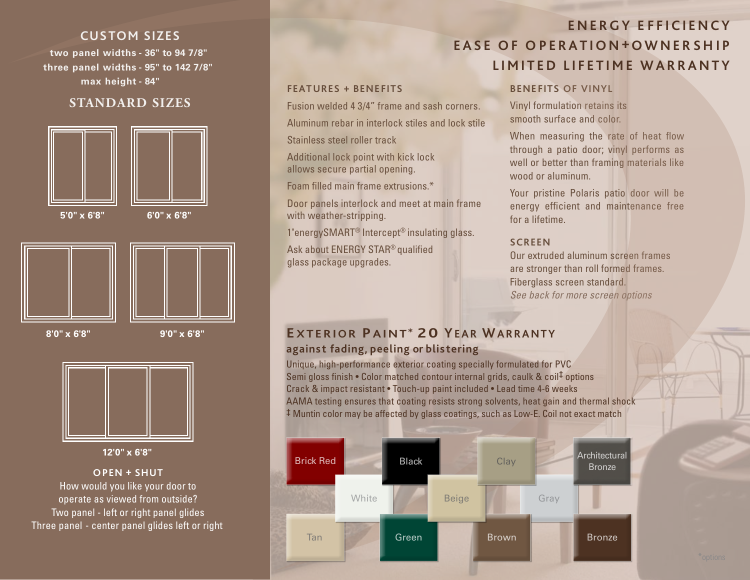## CUSTOM SIZES

**two panel widths - 36" to 94 7/8"**
**three panel widths - 95" to 142 7/8"**
**max height - 84"**

## STANDARD SIZES

**5'0" x 6'8"**

**6'0" x 6'8"**

**8'0" x 6'8"**

**9'0" x 6'8"**

**12'0" x 6'8"**

### OPEN + SHUT

How would you like your door to operate as viewed from outside?
Two panel - left or right panel glides
Three panel - center panel glides left or right

# ENERGY EFFICIENCY
# EASE OF OPERATION+OWNERSHIP
# LIMITED LIFETIME WARRANTY

### FEATURES + BENEFITS

Fusion welded 4 3/4" frame and sash corners.

Aluminum rebar in interlock stiles and lock stile

Stainless steel roller track

Additional lock point with kick lock allows secure partial opening.

Foam filled main frame extrusions.*

Door panels interlock and meet at main frame with weather-stripping.

1"energySMART® Intercept® insulating glass.

Ask about ENERGY STAR® qualified glass package upgrades.

### BENEFITS OF VINYL

Vinyl formulation retains its smooth surface and color.

When measuring the rate of heat flow through a patio door; vinyl performs as well or better than framing materials like wood or aluminum.

Your pristine Polaris patio door will be energy efficient and maintenance free for a lifetime.

### SCREEN

Our extruded aluminum screen frames are stronger than roll formed frames.
Fiberglass screen standard.
*See back for more screen options*

## EXTERIOR PAINT* 20 YEAR WARRANTY

**against fading, peeling or blistering**

Unique, high-performance exterior coating specially formulated for PVC
Semi gloss finish • Color matched contour internal grids, caulk & coil‡ options
Crack & impact resistant • Touch-up paint included • Lead time 4-6 weeks
AAMA testing ensures that coating resists strong solvents, heat gain and thermal shock
‡ Muntin color may be affected by glass coatings, such as Low-E. Coil not exact match

Brick Red, Black, Clay, Architectural Bronze, White, Beige, Gray, Tan, Green, Brown, Bronze

*options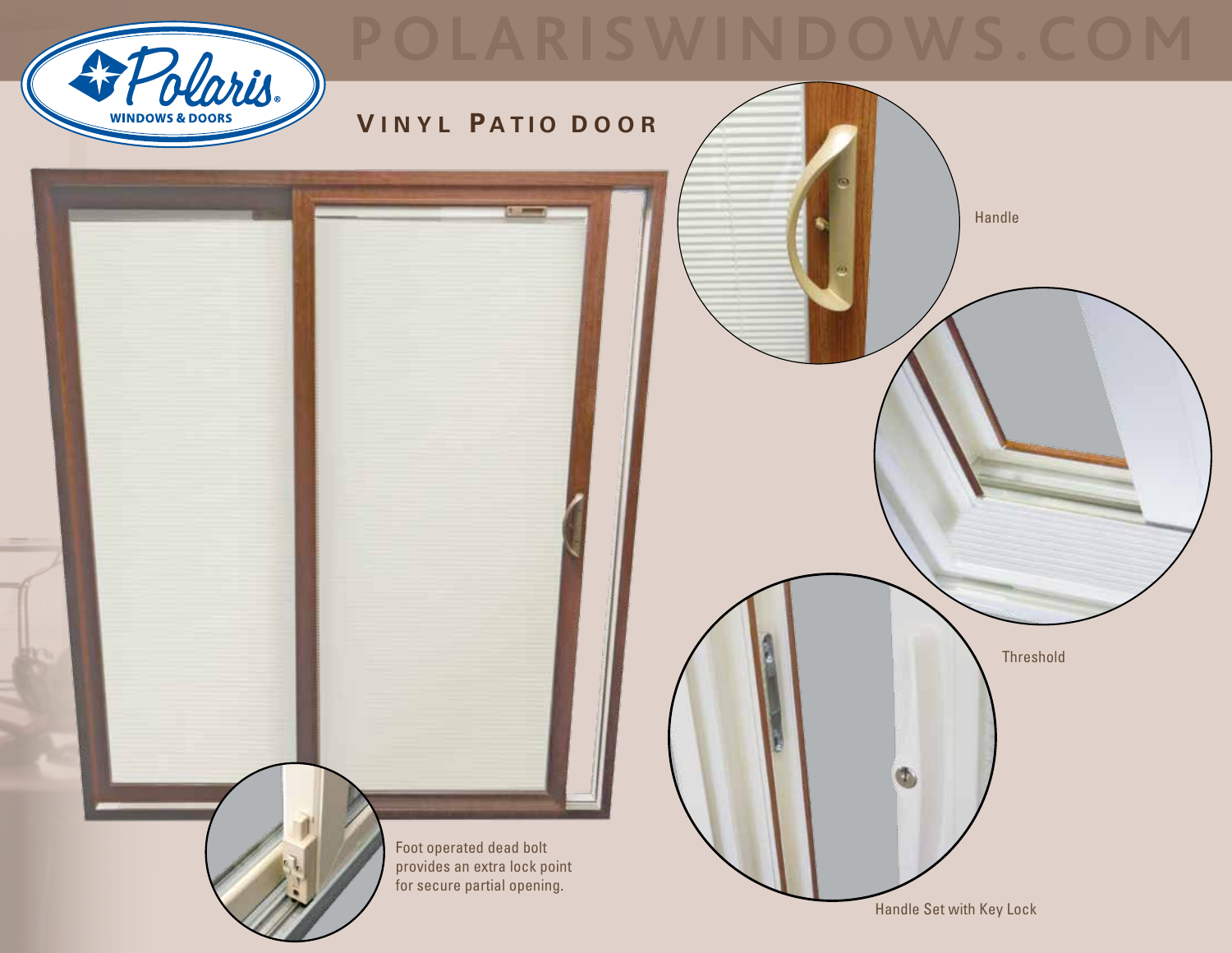POLARISWINDOWS.COM

Polaris WINDOWS & DOORS

## Vinyl Patio Door

Handle

Threshold

Handle Set with Key Lock

Foot operated dead bolt provides an extra lock point for secure partial opening.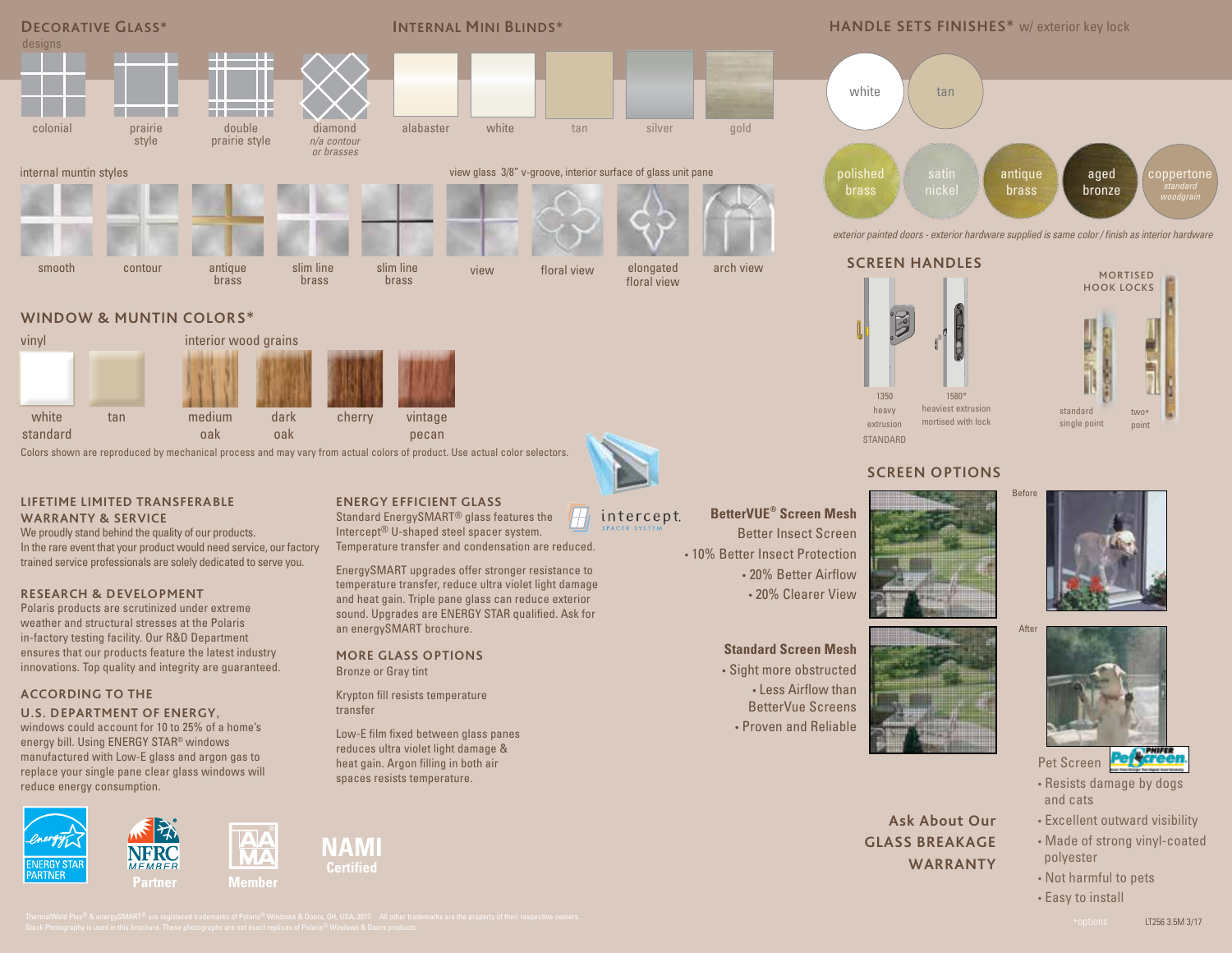## Decorative Glass*

designs

colonial

prairie style

double prairie style

diamond
*n/a contour or brasses*

internal muntin styles

smooth

contour

antique brass

slim line brass

slim line brass

view glass 3/8" v-groove, interior surface of glass unit pane

view

floral view

elongated floral view

arch view

## Internal Mini Blinds*

alabaster

white

tan

silver

gold

## Handle Sets Finishes* w/ exterior key lock

white

tan

polished brass

satin nickel

antique brass

aged bronze

coppertone
*standard woodgrain*

*exterior painted doors - exterior hardware supplied is same color / finish as interior hardware*

## Window & Muntin Colors*

vinyl

white standard

tan

interior wood grains

medium oak

dark oak

cherry

vintage pecan

Colors shown are reproduced by mechanical process and may vary from actual colors of product. Use actual color selectors.

## Screen Handles

1350 heavy extrusion STANDARD

1580* heaviest extrusion mortised with lock

Mortised Hook Locks

standard single point

two* point

## Lifetime Limited Transferable Warranty & Service

We proudly stand behind the quality of our products. In the rare event that your product would need service, our factory trained service professionals are solely dedicated to serve you.

## Research & Development

Polaris products are scrutinized under extreme weather and structural stresses at the Polaris in-factory testing facility. Our R&D Department ensures that our products feature the latest industry innovations. Top quality and integrity are guaranteed.

## According to the U.S. Department of Energy,

windows could account for 10 to 25% of a home's energy bill. Using ENERGY STAR® windows manufactured with Low-E glass and argon gas to replace your single pane clear glass windows will reduce energy consumption.

## Energy Efficient Glass

Standard EnergySMART® glass features the Intercept® U-shaped steel spacer system. Temperature transfer and condensation are reduced.

intercept. SPACER SYSTEM

EnergySMART upgrades offer stronger resistance to temperature transfer, reduce ultra violet light damage and heat gain. Triple pane glass can reduce exterior sound. Upgrades are ENERGY STAR qualified. Ask for an energySMART brochure.

## More Glass Options

Bronze or Gray tint

Krypton fill resists temperature transfer

Low-E film fixed between glass panes reduces ultra violet light damage & heat gain. Argon filling in both air spaces resists temperature.

## Screen Options

**BetterVUE® Screen Mesh**
Better Insect Screen
- 10% Better Insect Protection
- 20% Better Airflow
- 20% Clearer View

**Standard Screen Mesh**
- Sight more obstructed
- Less Airflow than BetterVue Screens
- Proven and Reliable

Before

After

Pet Screen

- Resists damage by dogs and cats
- Excellent outward visibility
- Made of strong vinyl-coated polyester
- Not harmful to pets
- Easy to install

**Ask About Our Glass Breakage Warranty**

ENERGY STAR PARTNER

NFRC MEMBER Partner

AAMA Member

NAMI Certified

ThermalWeld Plus® & energySMART® are registered trademarks of Polaris® Windows & Doors, OH, USA, 2017. All other trademarks are the property of their respective owners. Stock Photography is used in this brochure. These photographs are not exact replicas of Polaris® Windows & Doors products.

*options

LT256 3.5M 3/17